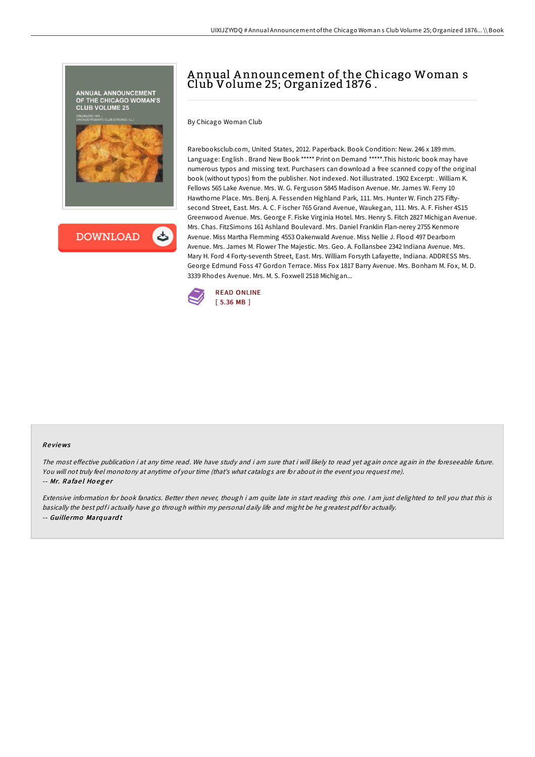# Annual Announcement of the Chicago Woman s Club Volume 25; Organized 1876 .

By Chicago Woman Club

Rarebooksclub.com, United States, 2012. Paperback. Book Condition: New. 246 x 189 mm. Language: English . Brand New Book ***** Print on Demand *****.This historic book may have numerous typos and missing text. Purchasers can download a free scanned copy of the original book (without typos) from the publisher. Not indexed. Not illustrated. 1902 Excerpt: . William K. Fellows 565 Lake Avenue. Mrs. W. G. Ferguson 5845 Madison Avenue. Mr. James W. Ferry 10 Hawthorne Place. Mrs. Benj. A. Fessenden Highland Park, 111. Mrs. Hunter W. Finch 275 Fifty-second Street, East. Mrs. A. C. F ischer 765 Grand Avenue, Waukegan, 111. Mrs. A. F. Fisher 4S15 Greenwood Avenue. Mrs. George F. Fiske Virginia Hotel. Mrs. Henry S. Fitch 2827 Michigan Avenue. Mrs. Chas. FitzSimons 161 Ashland Boulevard. Mrs. Daniel Franklin Flan-nerey 2755 Kenmore Avenue. Miss Martha Flemming 4553 Oakenwald Avenue. Miss Nellie J. Flood 497 Dearborn Avenue. Mrs. James M. Flower The Majestic. Mrs. Geo. A. Follansbee 2342 Indiana Avenue. Mrs. Mary H. Ford 4 Forty-seventh Street, East. Mrs. William Forsyth Lafayette, Indiana. ADDRESS Mrs. George Edmund Foss 47 Gordon Terrace. Miss Fox 1817 Barry Avenue. Mrs. Bonham M. Fox, M. D. 3339 Rhodes Avenue. Mrs. M. S. Foxwell 2518 Michigan...

READ ONLINE
[ 5.36 MB ]

## Reviews

*The most effective publication i at any time read. We have study and i am sure that i will likely to read yet again once again in the foreseeable future. You will not truly feel monotony at anytime of your time (that's what catalogs are for about in the event you request me).*

-- ***Mr. Rafael Hoeger***

*Extensive information for book fanatics. Better then never, though i am quite late in start reading this one. I am just delighted to tell you that this is basically the best pdf i actually have go through within my personal daily life and might be he greatest pdf for actually.*

-- ***Guillermo Marquardt***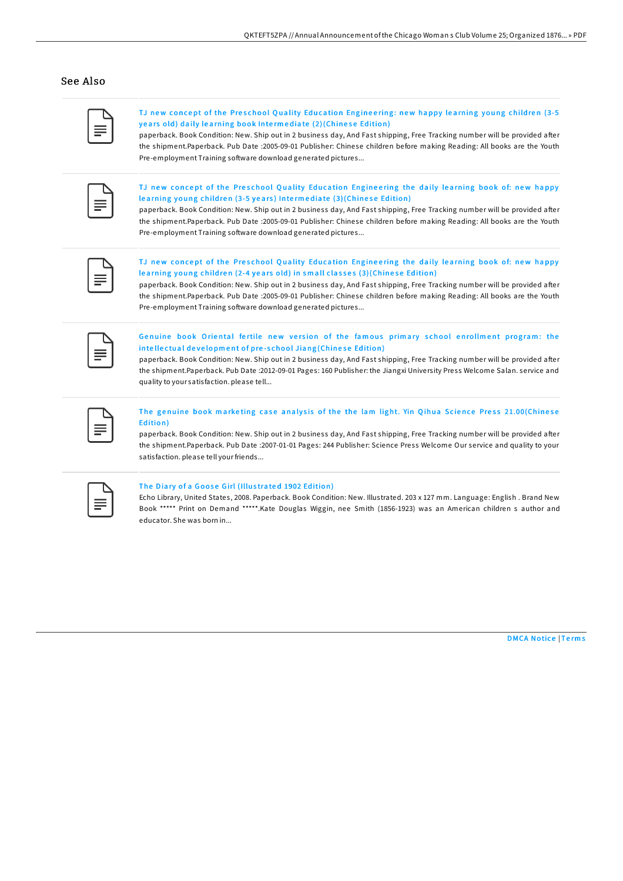## See Also

**TJ new concept of the Preschool Quality Education Engineering: new happy learning young children (3-5 years old) daily learning book Intermediate (2)(Chinese Edition)**

paperback. Book Condition: New. Ship out in 2 business day, And Fast shipping, Free Tracking number will be provided after the shipment.Paperback. Pub Date :2005-09-01 Publisher: Chinese children before making Reading: All books are the Youth Pre-employment Training software download generated pictures...

**TJ new concept of the Preschool Quality Education Engineering the daily learning book of: new happy learning young children (3-5 years) Intermediate (3)(Chinese Edition)**

paperback. Book Condition: New. Ship out in 2 business day, And Fast shipping, Free Tracking number will be provided after the shipment.Paperback. Pub Date :2005-09-01 Publisher: Chinese children before making Reading: All books are the Youth Pre-employment Training software download generated pictures...

**TJ new concept of the Preschool Quality Education Engineering the daily learning book of: new happy learning young children (2-4 years old) in small classes (3)(Chinese Edition)**

paperback. Book Condition: New. Ship out in 2 business day, And Fast shipping, Free Tracking number will be provided after the shipment.Paperback. Pub Date :2005-09-01 Publisher: Chinese children before making Reading: All books are the Youth Pre-employment Training software download generated pictures...

**Genuine book Oriental fertile new version of the famous primary school enrollment program: the intellectual development of pre-school Jiang(Chinese Edition)**

paperback. Book Condition: New. Ship out in 2 business day, And Fast shipping, Free Tracking number will be provided after the shipment.Paperback. Pub Date :2012-09-01 Pages: 160 Publisher: the Jiangxi University Press Welcome Salan. service and quality to your satisfaction. please tell...

**The genuine book marketing case analysis of the the lam light. Yin Qihua Science Press 21.00(Chinese Edition)**

paperback. Book Condition: New. Ship out in 2 business day, And Fast shipping, Free Tracking number will be provided after the shipment.Paperback. Pub Date :2007-01-01 Pages: 244 Publisher: Science Press Welcome Our service and quality to your satisfaction. please tell your friends...

**The Diary of a Goose Girl (Illustrated 1902 Edition)**

Echo Library, United States, 2008. Paperback. Book Condition: New. Illustrated. 203 x 127 mm. Language: English . Brand New Book ***** Print on Demand *****.Kate Douglas Wiggin, nee Smith (1856-1923) was an American children s author and educator. She was born in...